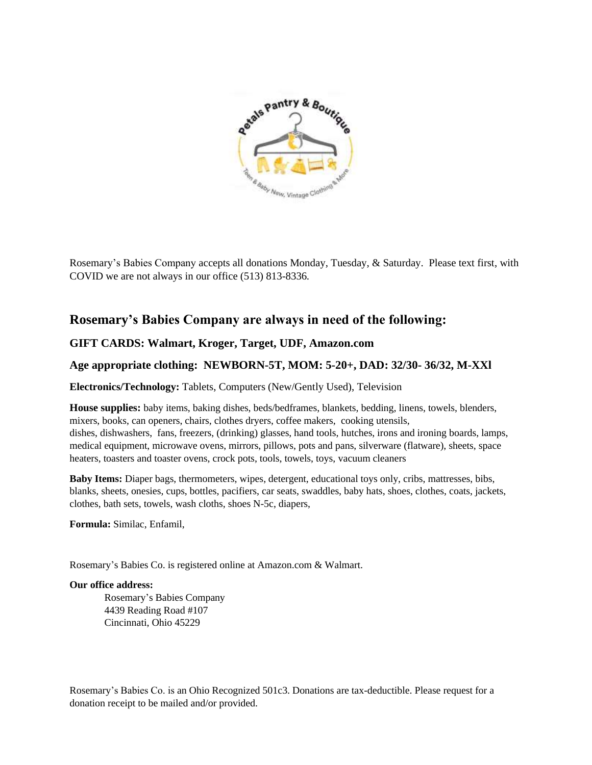Rosemary's Babies Company accepts all donations Monday, Tuesday, & Saturday. Please text first, with COVID we are not always in our office (513) 813-8336.

## Rosemary's Babies Company are always in need of the following:

### GIFT CARDS: Walmart, Kroger, Target, UDF, Amazon.com

### Age appropriate clothing: NEWBORN-5T, MOM: 5-20+, DAD: 32/30- 36/32, M-XXl

**Electronics/Technology:** Tablets, Computers (New/Gently Used), Television

**House supplies:** baby items, baking dishes, beds/bedframes, blankets, bedding, linens, towels, blenders, mixers, books, can openers, chairs, clothes dryers, coffee makers, cooking utensils, dishes, dishwashers, fans, freezers, (drinking) glasses, hand tools, hutches, irons and ironing boards, lamps, medical equipment, microwave ovens, mirrors, pillows, pots and pans, silverware (flatware), sheets, space heaters, toasters and toaster ovens, crock pots, tools, towels, toys, vacuum cleaners

**Baby Items:** Diaper bags, thermometers, wipes, detergent, educational toys only, cribs, mattresses, bibs, blanks, sheets, onesies, cups, bottles, pacifiers, car seats, swaddles, baby hats, shoes, clothes, coats, jackets, clothes, bath sets, towels, wash cloths, shoes N-5c, diapers,

**Formula:** Similac, Enfamil,

Rosemary's Babies Co. is registered online at Amazon.com & Walmart.

**Our office address:**

Rosemary's Babies Company
4439 Reading Road #107
Cincinnati, Ohio 45229

Rosemary's Babies Co. is an Ohio Recognized 501c3. Donations are tax-deductible. Please request for a donation receipt to be mailed and/or provided.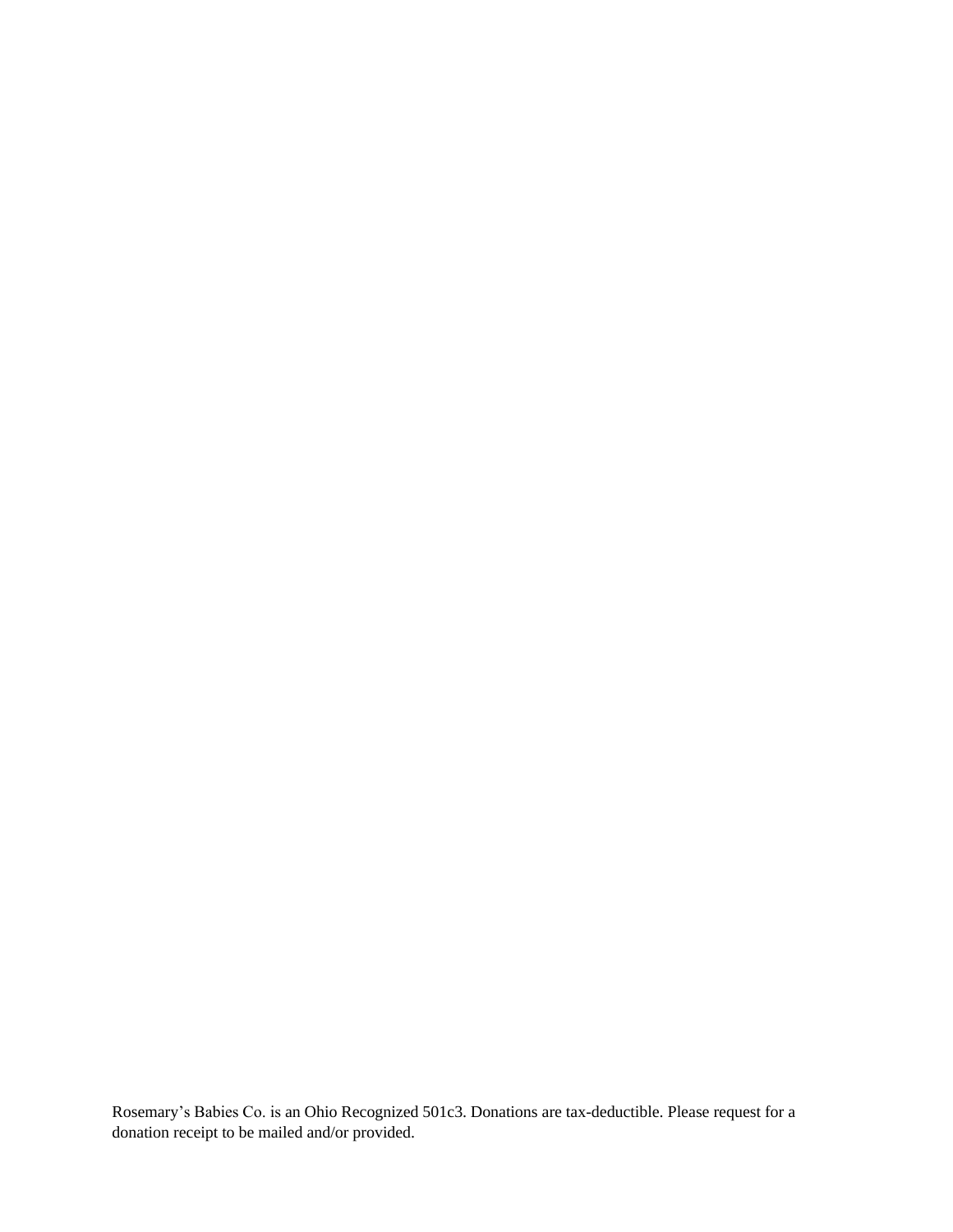Rosemary’s Babies Co. is an Ohio Recognized 501c3. Donations are tax-deductible. Please request for a donation receipt to be mailed and/or provided.